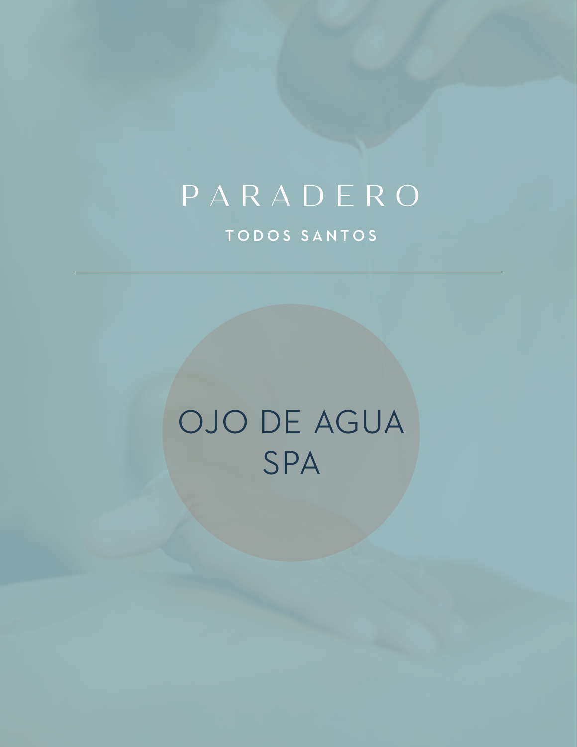# PARADERO

TODOS SANTOS

---

## OJO DE AGUA SPA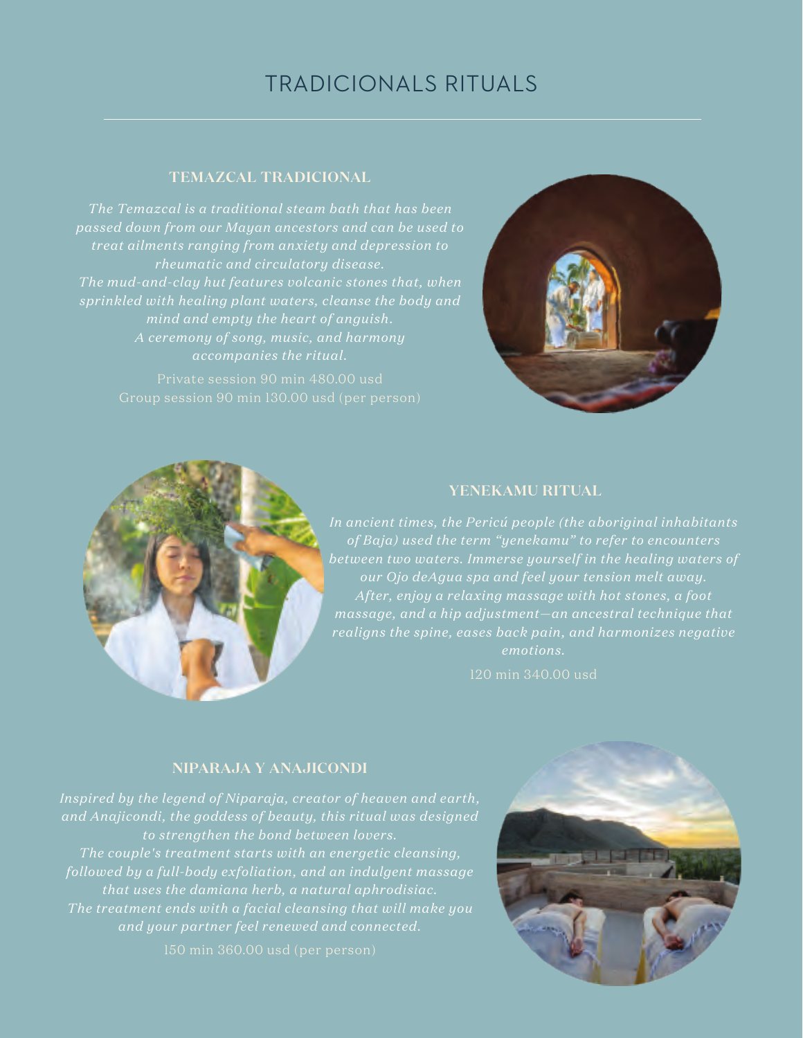# TRADICIONALS RITUALS

## TEMAZCAL TRADICIONAL

*The Temazcal is a traditional steam bath that has been passed down from our Mayan ancestors and can be used to treat ailments ranging from anxiety and depression to rheumatic and circulatory disease.*
*The mud-and-clay hut features volcanic stones that, when sprinkled with healing plant waters, cleanse the body and mind and empty the heart of anguish.*
*A ceremony of song, music, and harmony accompanies the ritual.*

Private session 90 min 480.00 usd
Group session 90 min 130.00 usd (per person)

## YENEKAMU RITUAL

*In ancient times, the Pericú people (the aboriginal inhabitants of Baja) used the term "yenekamu" to refer to encounters between two waters. Immerse yourself in the healing waters of our Ojo deAgua spa and feel your tension melt away.*
*After, enjoy a relaxing massage with hot stones, a foot massage, and a hip adjustment—an ancestral technique that realigns the spine, eases back pain, and harmonizes negative emotions.*

120 min 340.00 usd

## NIPARAJA Y ANAJICONDI

*Inspired by the legend of Niparaja, creator of heaven and earth, and Anajicondi, the goddess of beauty, this ritual was designed to strengthen the bond between lovers.*
*The couple's treatment starts with an energetic cleansing, followed by a full-body exfoliation, and an indulgent massage that uses the damiana herb, a natural aphrodisiac.*
*The treatment ends with a facial cleansing that will make you and your partner feel renewed and connected.*

150 min 360.00 usd (per person)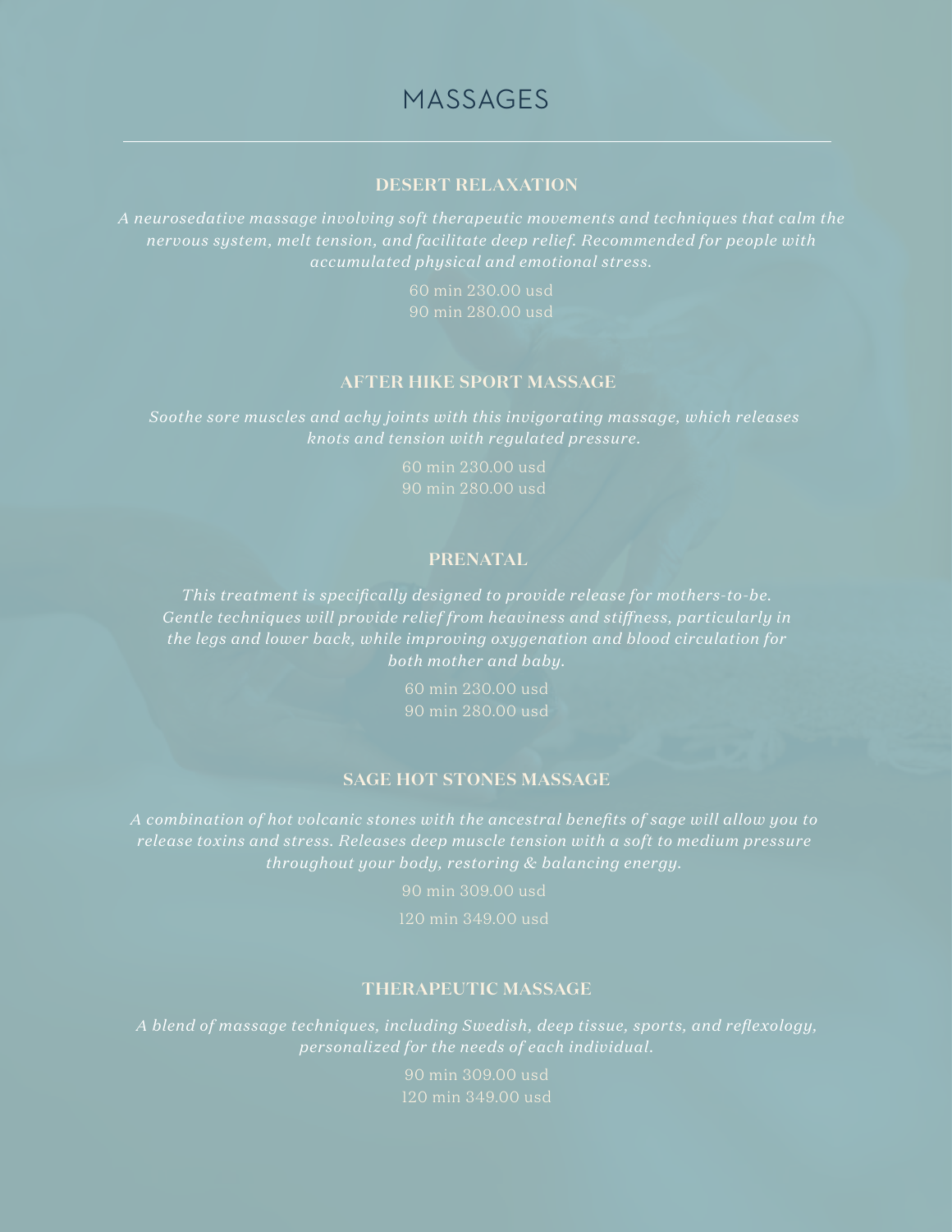# MASSAGES

## DESERT RELAXATION

*A neurosedative massage involving soft therapeutic movements and techniques that calm the nervous system, melt tension, and facilitate deep relief. Recommended for people with accumulated physical and emotional stress.*

60 min 230.00 usd
90 min 280.00 usd

## AFTER HIKE SPORT MASSAGE

*Soothe sore muscles and achy joints with this invigorating massage, which releases knots and tension with regulated pressure.*

60 min 230.00 usd
90 min 280.00 usd

## PRENATAL

*This treatment is specifically designed to provide release for mothers-to-be. Gentle techniques will provide relief from heaviness and stiffness, particularly in the legs and lower back, while improving oxygenation and blood circulation for both mother and baby.*

60 min 230.00 usd
90 min 280.00 usd

## SAGE HOT STONES MASSAGE

*A combination of hot volcanic stones with the ancestral benefits of sage will allow you to release toxins and stress. Releases deep muscle tension with a soft to medium pressure throughout your body, restoring & balancing energy.*

90 min 309.00 usd

120 min 349.00 usd

## THERAPEUTIC MASSAGE

*A blend of massage techniques, including Swedish, deep tissue, sports, and reflexology, personalized for the needs of each individual.*

90 min 309.00 usd
120 min 349.00 usd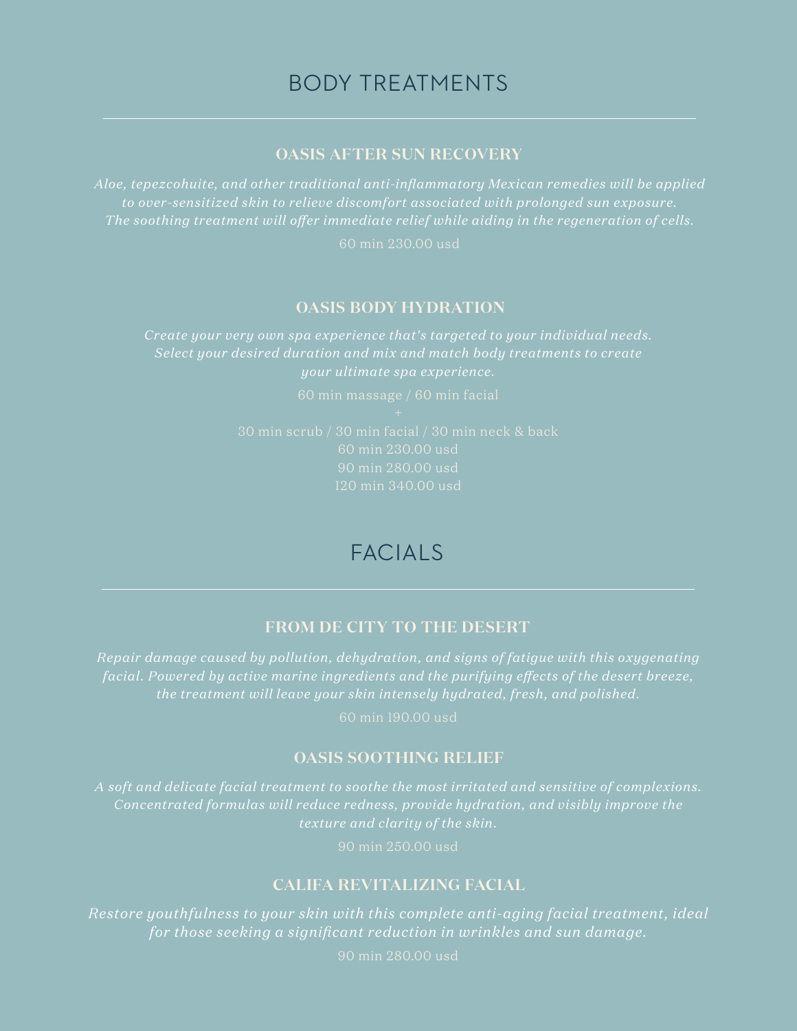# BODY TREATMENTS

### OASIS AFTER SUN RECOVERY

*Aloe, tepezcohuite, and other traditional anti-inflammatory Mexican remedies will be applied to over-sensitized skin to relieve discomfort associated with prolonged sun exposure. The soothing treatment will offer immediate relief while aiding in the regeneration of cells.*

60 min 230.00 usd

### OASIS BODY HYDRATION

*Create your very own spa experience that's targeted to your individual needs. Select your desired duration and mix and match body treatments to create your ultimate spa experience.*

60 min massage / 60 min facial
+
30 min scrub / 30 min facial / 30 min neck & back
60 min 230.00 usd
90 min 280.00 usd
120 min 340.00 usd

# FACIALS

### FROM DE CITY TO THE DESERT

*Repair damage caused by pollution, dehydration, and signs of fatigue with this oxygenating facial. Powered by active marine ingredients and the purifying effects of the desert breeze, the treatment will leave your skin intensely hydrated, fresh, and polished.*

60 min 190.00 usd

### OASIS SOOTHING RELIEF

*A soft and delicate facial treatment to soothe the most irritated and sensitive of complexions. Concentrated formulas will reduce redness, provide hydration, and visibly improve the texture and clarity of the skin.*

90 min 250.00 usd

### CALIFA REVITALIZING FACIAL

*Restore youthfulness to your skin with this complete anti-aging facial treatment, ideal for those seeking a significant reduction in wrinkles and sun damage.*

90 min 280.00 usd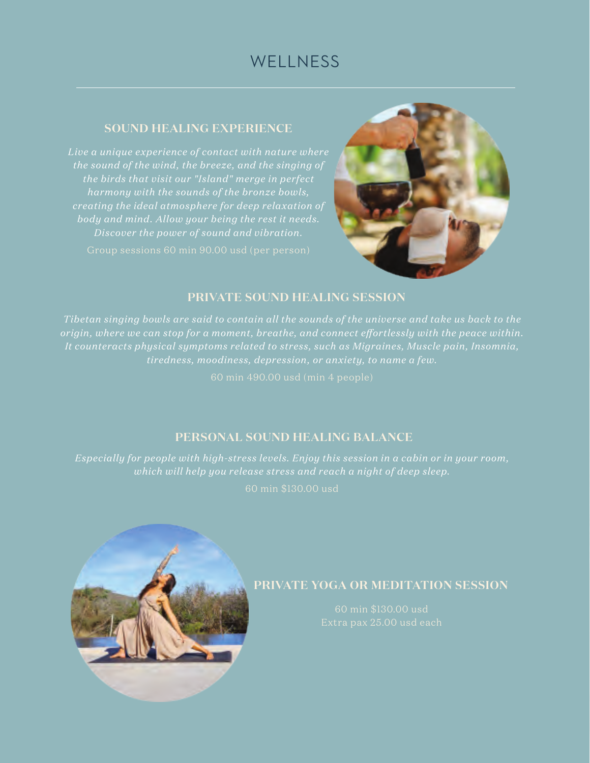# WELLNESS

## SOUND HEALING EXPERIENCE

*Live a unique experience of contact with nature where the sound of the wind, the breeze, and the singing of the birds that visit our "Island" merge in perfect harmony with the sounds of the bronze bowls, creating the ideal atmosphere for deep relaxation of body and mind. Allow your being the rest it needs. Discover the power of sound and vibration.*

Group sessions 60 min 90.00 usd (per person)

## PRIVATE SOUND HEALING SESSION

*Tibetan singing bowls are said to contain all the sounds of the universe and take us back to the origin, where we can stop for a moment, breathe, and connect effortlessly with the peace within. It counteracts physical symptoms related to stress, such as Migraines, Muscle pain, Insomnia, tiredness, moodiness, depression, or anxiety, to name a few.*

60 min 490.00 usd (min 4 people)

## PERSONAL SOUND HEALING BALANCE

*Especially for people with high-stress levels. Enjoy this session in a cabin or in your room, which will help you release stress and reach a night of deep sleep.*

60 min $130.00 usd

## PRIVATE YOGA OR MEDITATION SESSION

60 min $130.00 usd
Extra pax 25.00 usd each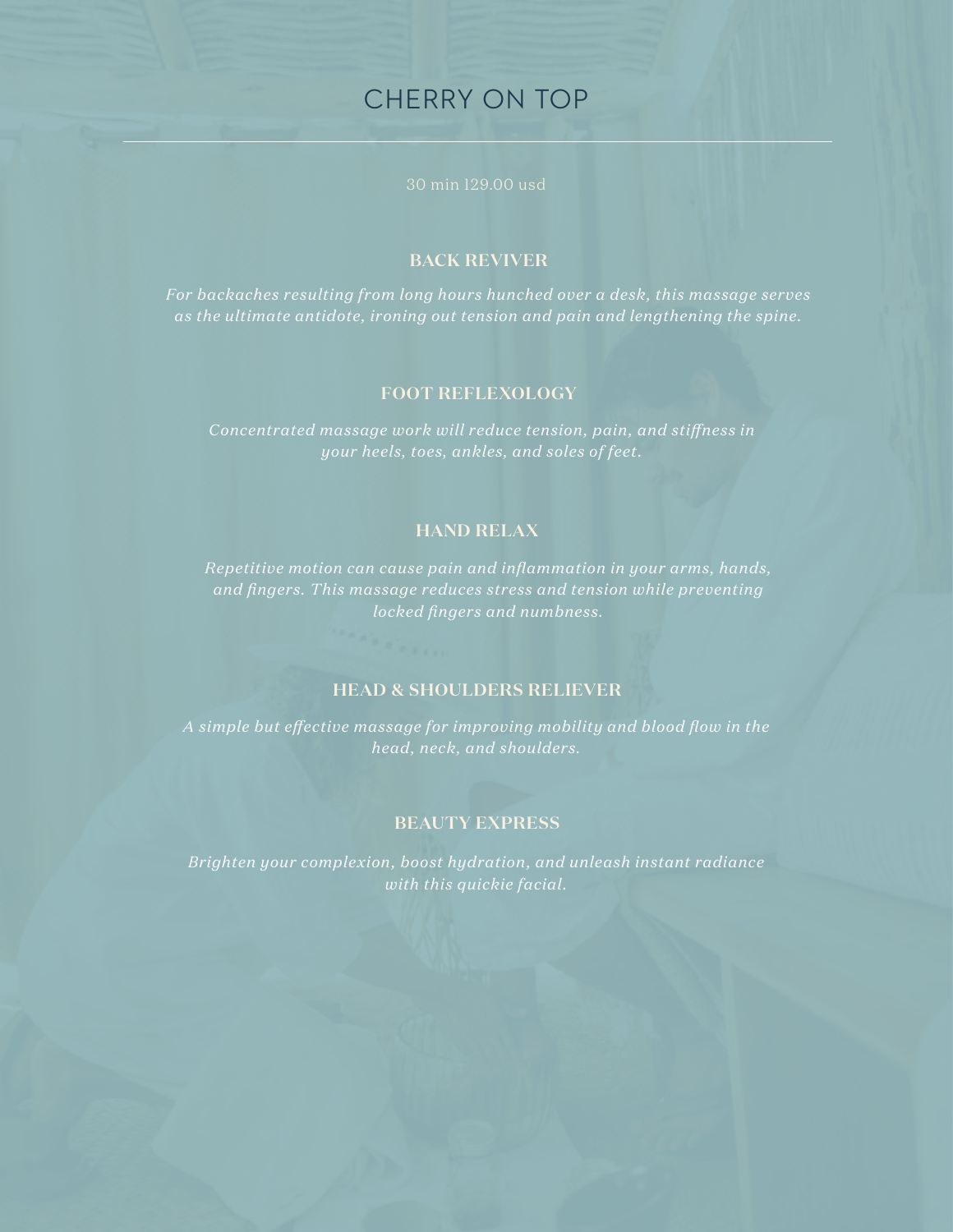# CHERRY ON TOP

30 min 129.00 usd

### BACK REVIVER

*For backaches resulting from long hours hunched over a desk, this massage serves as the ultimate antidote, ironing out tension and pain and lengthening the spine.*

### FOOT REFLEXOLOGY

*Concentrated massage work will reduce tension, pain, and stiffness in your heels, toes, ankles, and soles of feet.*

### HAND RELAX

*Repetitive motion can cause pain and inflammation in your arms, hands, and fingers. This massage reduces stress and tension while preventing locked fingers and numbness.*

### HEAD & SHOULDERS RELIEVER

*A simple but effective massage for improving mobility and blood flow in the head, neck, and shoulders.*

### BEAUTY EXPRESS

*Brighten your complexion, boost hydration, and unleash instant radiance with this quickie facial.*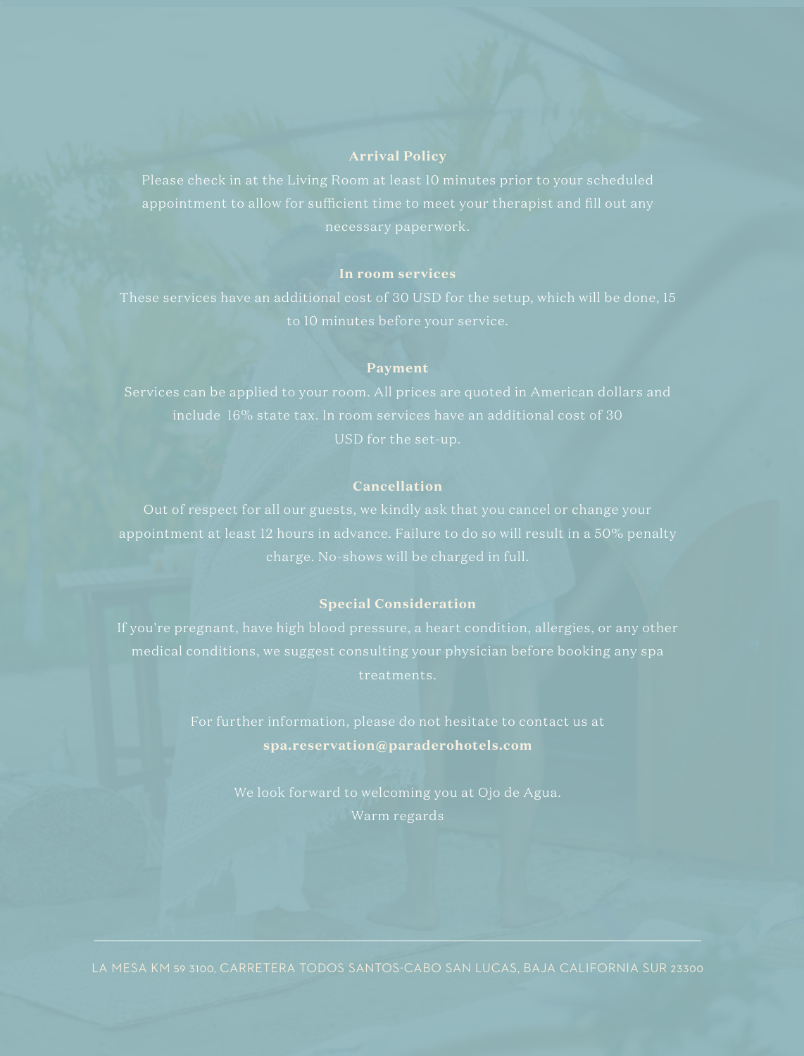## Arrival Policy

Please check in at the Living Room at least 10 minutes prior to your scheduled appointment to allow for sufficient time to meet your therapist and fill out any necessary paperwork.

## In room services

These services have an additional cost of 30 USD for the setup, which will be done, 15 to 10 minutes before your service.

## Payment

Services can be applied to your room. All prices are quoted in American dollars and include 16% state tax. In room services have an additional cost of 30 USD for the set-up.

## Cancellation

Out of respect for all our guests, we kindly ask that you cancel or change your appointment at least 12 hours in advance. Failure to do so will result in a 50% penalty charge. No-shows will be charged in full.

## Special Consideration

If you're pregnant, have high blood pressure, a heart condition, allergies, or any other medical conditions, we suggest consulting your physician before booking any spa treatments.

For further information, please do not hesitate to contact us at
**spa.reservation@paraderohotels.com**

We look forward to welcoming you at Ojo de Agua.
Warm regards

LA MESA KM 59 3100, CARRETERA TODOS SANTOS-CABO SAN LUCAS, BAJA CALIFORNIA SUR 23300